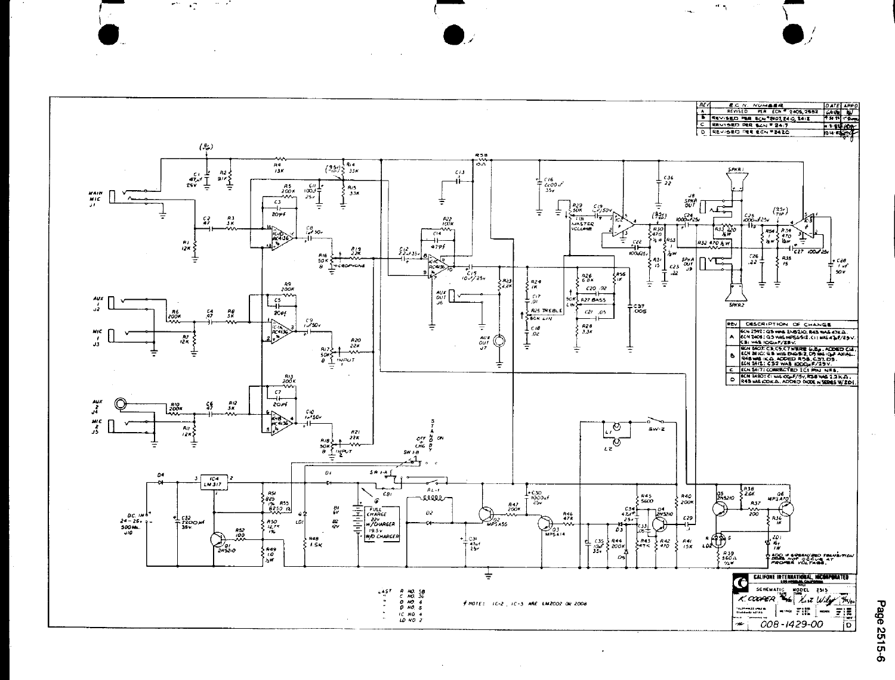| REV | E.C.N. NUMBER | DATE | APPD |
| --- | --- | --- | --- |
| A | REVISED PER ECN # 2405, 2592 | | |
| B | REVISED PER ECN # 2407, 2410, 2415 | | |
| C | REVISED PER ECN # 2417 | | |
| D | REVISED PER ECN # 2420 | | |

| REV | DESCRIPTION OF CHANGE |
| --- | --- |
| A | ECN 2592: Q3 WAS 2N5210, R43 WAS 47K Ω. ECN 2405: Q3 WAS MPS6512, C11 WAS 47μF/25V. C31 WAS 100μF/25V. |
| B | ECN 2407: C3, C5, C7 WERE 6.8p, ADDED C14. ECN 2410: C8 WAS ENG5.2, C9 WAS 1μF AXIAL. R48 WAS 1K Ω, ADDED R58, C37, D5. ECN 2415: C32 WAS 1000μF/35V. |
| C | ECN 2417: CORRECTED IC1 PIN NR'S. |
| D | ECN 2420: C1 WAS 100μF/5V, R58 WAS 2.2K Ω. R45 WAS 100K Ω. ADDED DIODE IN SERIES W/ZD1. |

NOTE: IC-2, IC-3 ARE LM2002 OR 2008

ADD IF GREEN/RED TRANSITION DOES NOT OCCUR AT PROPER VOLTAGE.

| LAST | | |
| --- | --- | --- |
| R | NO. | 58 |
| C | NO. | 36 |
| D | NO. | 6 |
| Q | NO. | 5 |
| IC | NO. | 4 |
| LD | NO. | 2 |

**CALIFONE INTERNATIONAL INCORPORATED**
LOS ANGELES, CALIFORNIA

SCHEMATIC MODEL 2515

K. COOPER

008-1429-00 D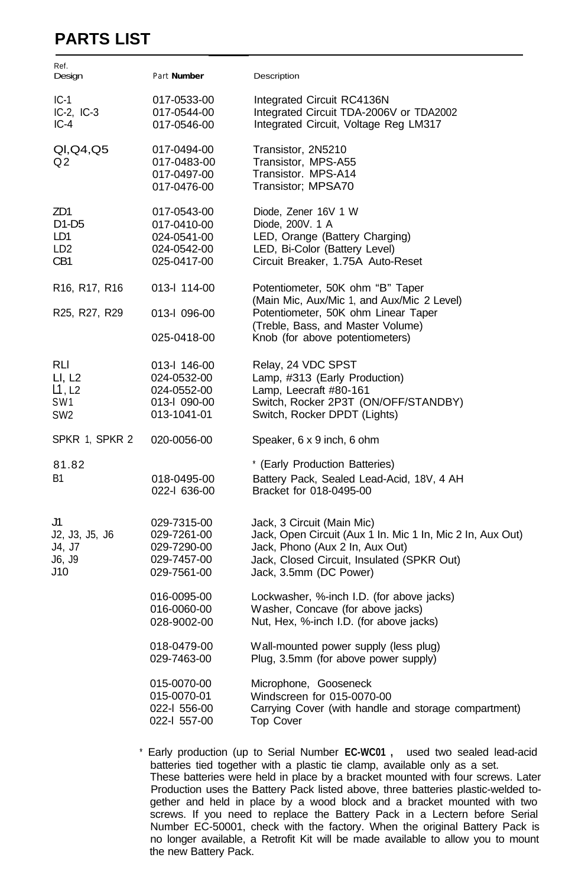## PARTS LIST

| Ref. Design | Part Number | Description |
|---|---|---|
| IC-1 | 017-0533-00 | Integrated Circuit RC4136N |
| IC-2, IC-3 | 017-0544-00 | Integrated Circuit TDA-2006V or TDA2002 |
| IC-4 | 017-0546-00 | Integrated Circuit, Voltage Reg LM317 |
| QI,Q4,Q5 | 017-0494-00 | Transistor, 2N5210 |
| Q2 | 017-0483-00 | Transistor, MPS-A55 |
| | 017-0497-00 | Transistor. MPS-A14 |
| | 017-0476-00 | Transistor; MPSA70 |
| ZD1 | 017-0543-00 | Diode, Zener 16V 1 W |
| D1-D5 | 017-0410-00 | Diode, 200V. 1 A |
| LD1 | 024-0541-00 | LED, Orange (Battery Charging) |
| LD2 | 024-0542-00 | LED, Bi-Color (Battery Level) |
| CB1 | 025-0417-00 | Circuit Breaker, 1.75A Auto-Reset |
| R16, R17, R16 | 013-l 114-00 | Potentiometer, 50K ohm "B" Taper (Main Mic, Aux/Mic 1, and Aux/Mic 2 Level) |
| R25, R27, R29 | 013-l 096-00 | Potentiometer, 50K ohm Linear Taper (Treble, Bass, and Master Volume) |
| | 025-0418-00 | Knob (for above potentiometers) |
| RLI | 013-l 146-00 | Relay, 24 VDC SPST |
| LI, L2 | 024-0532-00 | Lamp, #313 (Early Production) |
| L1, L2 | 024-0552-00 | Lamp, Leecraft #80-161 |
| SW1 | 013-l 090-00 | Switch, Rocker 2P3T (ON/OFF/STANDBY) |
| SW2 | 013-1041-01 | Switch, Rocker DPDT (Lights) |
| SPKR 1, SPKR 2 | 020-0056-00 | Speaker, 6 x 9 inch, 6 ohm |
| 81.82 | | * (Early Production Batteries) |
| B1 | 018-0495-00 | Battery Pack, Sealed Lead-Acid, 18V, 4 AH |
| | 022-l 636-00 | Bracket for 018-0495-00 |
| J1 | 029-7315-00 | Jack, 3 Circuit (Main Mic) |
| J2, J3, J5, J6 | 029-7261-00 | Jack, Open Circuit (Aux 1 In. Mic 1 In, Mic 2 In, Aux Out) |
| J4, J7 | 029-7290-00 | Jack, Phono (Aux 2 In, Aux Out) |
| J6, J9 | 029-7457-00 | Jack, Closed Circuit, Insulated (SPKR Out) |
| J10 | 029-7561-00 | Jack, 3.5mm (DC Power) |
| | 016-0095-00 | Lockwasher, %-inch I.D. (for above jacks) |
| | 016-0060-00 | Washer, Concave (for above jacks) |
| | 028-9002-00 | Nut, Hex, %-inch I.D. (for above jacks) |
| | 018-0479-00 | Wall-mounted power supply (less plug) |
| | 029-7463-00 | Plug, 3.5mm (for above power supply) |
| | 015-0070-00 | Microphone, Gooseneck |
| | 015-0070-01 | Windscreen for 015-0070-00 |
| | 022-l 556-00 | Carrying Cover (with handle and storage compartment) |
| | 022-l 557-00 | Top Cover |

* Early production (up to Serial Number **EC-WC01 ,** used two sealed lead-acid batteries tied together with a plastic tie clamp, available only as a set. These batteries were held in place by a bracket mounted with four screws. Later Production uses the Battery Pack listed above, three batteries plastic-welded together and held in place by a wood block and a bracket mounted with two screws. If you need to replace the Battery Pack in a Lectern before Serial Number EC-50001, check with the factory. When the original Battery Pack is no longer available, a Retrofit Kit will be made available to allow you to mount the new Battery Pack.